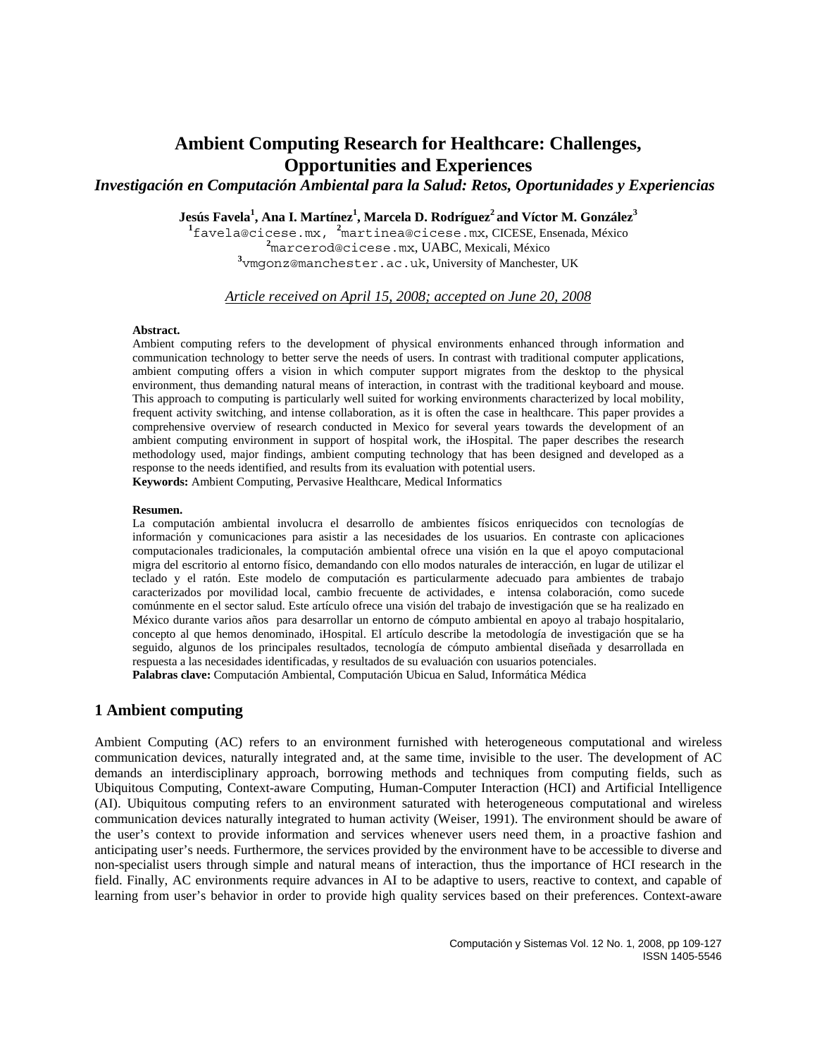# Ambient Computing Research for Healthcare: Challenges, Opportunities and Experiences

***Investigación en Computación Ambiental para la Salud: Retos, Oportunidades y Experiencias***

**Jesús Favela[1], Ana I. Martínez[1], Marcela D. Rodríguez[2] and Víctor M. González[3]**

[1]favela@cicese.mx, [2]martinea@cicese.mx, CICESE, Ensenada, México
[2]marcerod@cicese.mx, UABC, Mexicali, México
[3]vmgonz@manchester.ac.uk, University of Manchester, UK

*Article received on April 15, 2008; accepted on June 20, 2008*

**Abstract.**
Ambient computing refers to the development of physical environments enhanced through information and communication technology to better serve the needs of users. In contrast with traditional computer applications, ambient computing offers a vision in which computer support migrates from the desktop to the physical environment, thus demanding natural means of interaction, in contrast with the traditional keyboard and mouse. This approach to computing is particularly well suited for working environments characterized by local mobility, frequent activity switching, and intense collaboration, as it is often the case in healthcare. This paper provides a comprehensive overview of research conducted in Mexico for several years towards the development of an ambient computing environment in support of hospital work, the iHospital. The paper describes the research methodology used, major findings, ambient computing technology that has been designed and developed as a response to the needs identified, and results from its evaluation with potential users.
**Keywords:** Ambient Computing, Pervasive Healthcare, Medical Informatics

**Resumen.**
La computación ambiental involucra el desarrollo de ambientes físicos enriquecidos con tecnologías de información y comunicaciones para asistir a las necesidades de los usuarios. En contraste con aplicaciones computacionales tradicionales, la computación ambiental ofrece una visión en la que el apoyo computacional migra del escritorio al entorno físico, demandando con ello modos naturales de interacción, en lugar de utilizar el teclado y el ratón. Este modelo de computación es particularmente adecuado para ambientes de trabajo caracterizados por movilidad local, cambio frecuente de actividades, e intensa colaboración, como sucede comúnmente en el sector salud. Este artículo ofrece una visión del trabajo de investigación que se ha realizado en México durante varios años para desarrollar un entorno de cómputo ambiental en apoyo al trabajo hospitalario, concepto al que hemos denominado, iHospital. El artículo describe la metodología de investigación que se ha seguido, algunos de los principales resultados, tecnología de cómputo ambiental diseñada y desarrollada en respuesta a las necesidades identificadas, y resultados de su evaluación con usuarios potenciales.
**Palabras clave:** Computación Ambiental, Computación Ubicua en Salud, Informática Médica

## 1 Ambient computing

Ambient Computing (AC) refers to an environment furnished with heterogeneous computational and wireless communication devices, naturally integrated and, at the same time, invisible to the user. The development of AC demands an interdisciplinary approach, borrowing methods and techniques from computing fields, such as Ubiquitous Computing, Context-aware Computing, Human-Computer Interaction (HCI) and Artificial Intelligence (AI). Ubiquitous computing refers to an environment saturated with heterogeneous computational and wireless communication devices naturally integrated to human activity (Weiser, 1991). The environment should be aware of the user's context to provide information and services whenever users need them, in a proactive fashion and anticipating user's needs. Furthermore, the services provided by the environment have to be accessible to diverse and non-specialist users through simple and natural means of interaction, thus the importance of HCI research in the field. Finally, AC environments require advances in AI to be adaptive to users, reactive to context, and capable of learning from user's behavior in order to provide high quality services based on their preferences. Context-aware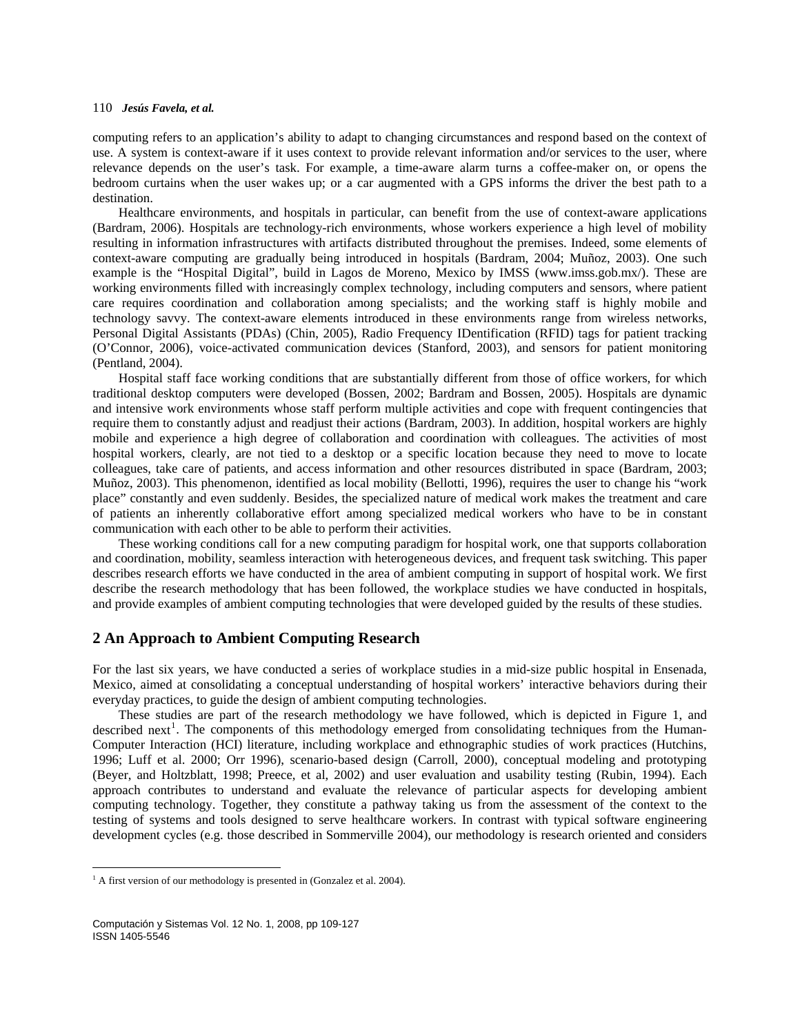computing refers to an application's ability to adapt to changing circumstances and respond based on the context of use. A system is context-aware if it uses context to provide relevant information and/or services to the user, where relevance depends on the user's task. For example, a time-aware alarm turns a coffee-maker on, or opens the bedroom curtains when the user wakes up; or a car augmented with a GPS informs the driver the best path to a destination.

Healthcare environments, and hospitals in particular, can benefit from the use of context-aware applications (Bardram, 2006). Hospitals are technology-rich environments, whose workers experience a high level of mobility resulting in information infrastructures with artifacts distributed throughout the premises. Indeed, some elements of context-aware computing are gradually being introduced in hospitals (Bardram, 2004; Muñoz, 2003). One such example is the "Hospital Digital", build in Lagos de Moreno, Mexico by IMSS (www.imss.gob.mx/). These are working environments filled with increasingly complex technology, including computers and sensors, where patient care requires coordination and collaboration among specialists; and the working staff is highly mobile and technology savvy. The context-aware elements introduced in these environments range from wireless networks, Personal Digital Assistants (PDAs) (Chin, 2005), Radio Frequency IDentification (RFID) tags for patient tracking (O'Connor, 2006), voice-activated communication devices (Stanford, 2003), and sensors for patient monitoring (Pentland, 2004).

Hospital staff face working conditions that are substantially different from those of office workers, for which traditional desktop computers were developed (Bossen, 2002; Bardram and Bossen, 2005). Hospitals are dynamic and intensive work environments whose staff perform multiple activities and cope with frequent contingencies that require them to constantly adjust and readjust their actions (Bardram, 2003). In addition, hospital workers are highly mobile and experience a high degree of collaboration and coordination with colleagues. The activities of most hospital workers, clearly, are not tied to a desktop or a specific location because they need to move to locate colleagues, take care of patients, and access information and other resources distributed in space (Bardram, 2003; Muñoz, 2003). This phenomenon, identified as local mobility (Bellotti, 1996), requires the user to change his "work place" constantly and even suddenly. Besides, the specialized nature of medical work makes the treatment and care of patients an inherently collaborative effort among specialized medical workers who have to be in constant communication with each other to be able to perform their activities.

These working conditions call for a new computing paradigm for hospital work, one that supports collaboration and coordination, mobility, seamless interaction with heterogeneous devices, and frequent task switching. This paper describes research efforts we have conducted in the area of ambient computing in support of hospital work. We first describe the research methodology that has been followed, the workplace studies we have conducted in hospitals, and provide examples of ambient computing technologies that were developed guided by the results of these studies.

## 2 An Approach to Ambient Computing Research

For the last six years, we have conducted a series of workplace studies in a mid-size public hospital in Ensenada, Mexico, aimed at consolidating a conceptual understanding of hospital workers' interactive behaviors during their everyday practices, to guide the design of ambient computing technologies.

These studies are part of the research methodology we have followed, which is depicted in Figure 1, and described next[1]. The components of this methodology emerged from consolidating techniques from the Human-Computer Interaction (HCI) literature, including workplace and ethnographic studies of work practices (Hutchins, 1996; Luff et al. 2000; Orr 1996), scenario-based design (Carroll, 2000), conceptual modeling and prototyping (Beyer, and Holtzblatt, 1998; Preece, et al, 2002) and user evaluation and usability testing (Rubin, 1994). Each approach contributes to understand and evaluate the relevance of particular aspects for developing ambient computing technology. Together, they constitute a pathway taking us from the assessment of the context to the testing of systems and tools designed to serve healthcare workers. In contrast with typical software engineering development cycles (e.g. those described in Sommerville 2004), our methodology is research oriented and considers

[1] A first version of our methodology is presented in (Gonzalez et al. 2004).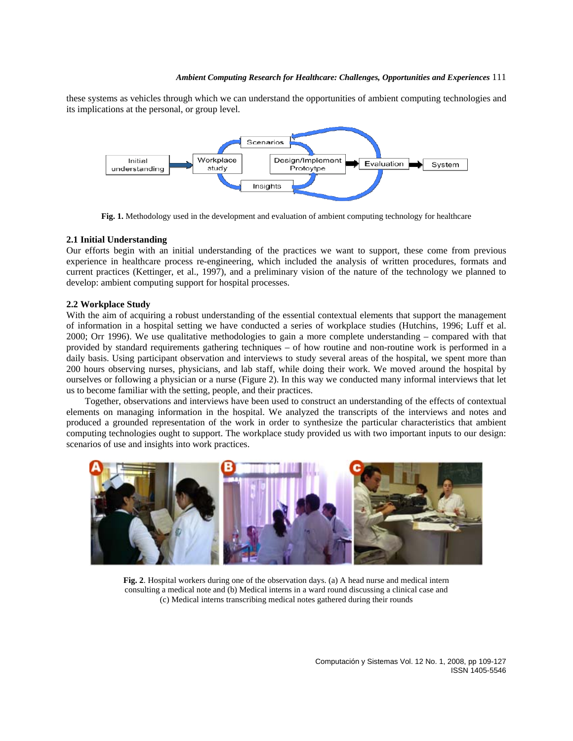these systems as vehicles through which we can understand the opportunities of ambient computing technologies and its implications at the personal, or group level.

**Fig. 1.** Methodology used in the development and evaluation of ambient computing technology for healthcare

### 2.1 Initial Understanding

Our efforts begin with an initial understanding of the practices we want to support, these come from previous experience in healthcare process re-engineering, which included the analysis of written procedures, formats and current practices (Kettinger, et al., 1997), and a preliminary vision of the nature of the technology we planned to develop: ambient computing support for hospital processes.

### 2.2 Workplace Study

With the aim of acquiring a robust understanding of the essential contextual elements that support the management of information in a hospital setting we have conducted a series of workplace studies (Hutchins, 1996; Luff et al. 2000; Orr 1996). We use qualitative methodologies to gain a more complete understanding – compared with that provided by standard requirements gathering techniques – of how routine and non-routine work is performed in a daily basis. Using participant observation and interviews to study several areas of the hospital, we spent more than 200 hours observing nurses, physicians, and lab staff, while doing their work. We moved around the hospital by ourselves or following a physician or a nurse (Figure 2). In this way we conducted many informal interviews that let us to become familiar with the setting, people, and their practices.

Together, observations and interviews have been used to construct an understanding of the effects of contextual elements on managing information in the hospital. We analyzed the transcripts of the interviews and notes and produced a grounded representation of the work in order to synthesize the particular characteristics that ambient computing technologies ought to support. The workplace study provided us with two important inputs to our design: scenarios of use and insights into work practices.

**Fig. 2**. Hospital workers during one of the observation days. (a) A head nurse and medical intern consulting a medical note and (b) Medical interns in a ward round discussing a clinical case and (c) Medical interns transcribing medical notes gathered during their rounds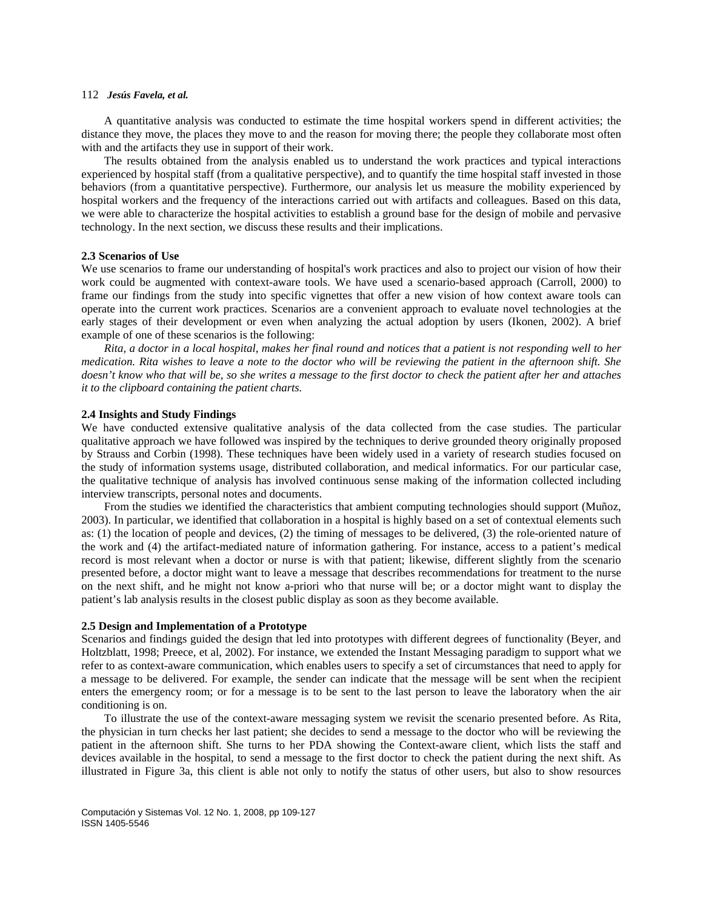A quantitative analysis was conducted to estimate the time hospital workers spend in different activities; the distance they move, the places they move to and the reason for moving there; the people they collaborate most often with and the artifacts they use in support of their work.

The results obtained from the analysis enabled us to understand the work practices and typical interactions experienced by hospital staff (from a qualitative perspective), and to quantify the time hospital staff invested in those behaviors (from a quantitative perspective). Furthermore, our analysis let us measure the mobility experienced by hospital workers and the frequency of the interactions carried out with artifacts and colleagues. Based on this data, we were able to characterize the hospital activities to establish a ground base for the design of mobile and pervasive technology. In the next section, we discuss these results and their implications.

### 2.3 Scenarios of Use

We use scenarios to frame our understanding of hospital's work practices and also to project our vision of how their work could be augmented with context-aware tools. We have used a scenario-based approach (Carroll, 2000) to frame our findings from the study into specific vignettes that offer a new vision of how context aware tools can operate into the current work practices. Scenarios are a convenient approach to evaluate novel technologies at the early stages of their development or even when analyzing the actual adoption by users (Ikonen, 2002). A brief example of one of these scenarios is the following:

*Rita, a doctor in a local hospital, makes her final round and notices that a patient is not responding well to her medication. Rita wishes to leave a note to the doctor who will be reviewing the patient in the afternoon shift. She doesn't know who that will be, so she writes a message to the first doctor to check the patient after her and attaches it to the clipboard containing the patient charts.*

### 2.4 Insights and Study Findings

We have conducted extensive qualitative analysis of the data collected from the case studies. The particular qualitative approach we have followed was inspired by the techniques to derive grounded theory originally proposed by Strauss and Corbin (1998). These techniques have been widely used in a variety of research studies focused on the study of information systems usage, distributed collaboration, and medical informatics. For our particular case, the qualitative technique of analysis has involved continuous sense making of the information collected including interview transcripts, personal notes and documents.

From the studies we identified the characteristics that ambient computing technologies should support (Muñoz, 2003). In particular, we identified that collaboration in a hospital is highly based on a set of contextual elements such as: (1) the location of people and devices, (2) the timing of messages to be delivered, (3) the role-oriented nature of the work and (4) the artifact-mediated nature of information gathering. For instance, access to a patient's medical record is most relevant when a doctor or nurse is with that patient; likewise, different slightly from the scenario presented before, a doctor might want to leave a message that describes recommendations for treatment to the nurse on the next shift, and he might not know a-priori who that nurse will be; or a doctor might want to display the patient's lab analysis results in the closest public display as soon as they become available.

### 2.5 Design and Implementation of a Prototype

Scenarios and findings guided the design that led into prototypes with different degrees of functionality (Beyer, and Holtzblatt, 1998; Preece, et al, 2002). For instance, we extended the Instant Messaging paradigm to support what we refer to as context-aware communication, which enables users to specify a set of circumstances that need to apply for a message to be delivered. For example, the sender can indicate that the message will be sent when the recipient enters the emergency room; or for a message is to be sent to the last person to leave the laboratory when the air conditioning is on.

To illustrate the use of the context-aware messaging system we revisit the scenario presented before. As Rita, the physician in turn checks her last patient; she decides to send a message to the doctor who will be reviewing the patient in the afternoon shift. She turns to her PDA showing the Context-aware client, which lists the staff and devices available in the hospital, to send a message to the first doctor to check the patient during the next shift. As illustrated in Figure 3a, this client is able not only to notify the status of other users, but also to show resources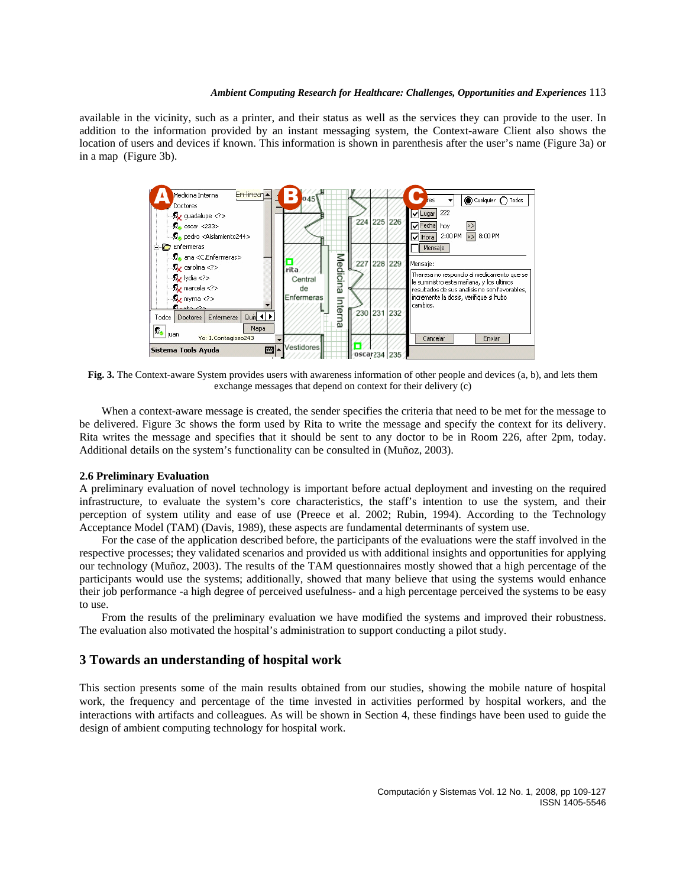available in the vicinity, such as a printer, and their status as well as the services they can provide to the user. In addition to the information provided by an instant messaging system, the Context-aware Client also shows the location of users and devices if known. This information is shown in parenthesis after the user's name (Figure 3a) or in a map (Figure 3b).

**Fig. 3.** The Context-aware System provides users with awareness information of other people and devices (a, b), and lets them exchange messages that depend on context for their delivery (c)

When a context-aware message is created, the sender specifies the criteria that need to be met for the message to be delivered. Figure 3c shows the form used by Rita to write the message and specify the context for its delivery. Rita writes the message and specifies that it should be sent to any doctor to be in Room 226, after 2pm, today. Additional details on the system's functionality can be consulted in (Muñoz, 2003).

### 2.6 Preliminary Evaluation

A preliminary evaluation of novel technology is important before actual deployment and investing on the required infrastructure, to evaluate the system's core characteristics, the staff's intention to use the system, and their perception of system utility and ease of use (Preece et al. 2002; Rubin, 1994). According to the Technology Acceptance Model (TAM) (Davis, 1989), these aspects are fundamental determinants of system use.

For the case of the application described before, the participants of the evaluations were the staff involved in the respective processes; they validated scenarios and provided us with additional insights and opportunities for applying our technology (Muñoz, 2003). The results of the TAM questionnaires mostly showed that a high percentage of the participants would use the systems; additionally, showed that many believe that using the systems would enhance their job performance -a high degree of perceived usefulness- and a high percentage perceived the systems to be easy to use.

From the results of the preliminary evaluation we have modified the systems and improved their robustness. The evaluation also motivated the hospital's administration to support conducting a pilot study.

## 3 Towards an understanding of hospital work

This section presents some of the main results obtained from our studies, showing the mobile nature of hospital work, the frequency and percentage of the time invested in activities performed by hospital workers, and the interactions with artifacts and colleagues. As will be shown in Section 4, these findings have been used to guide the design of ambient computing technology for hospital work.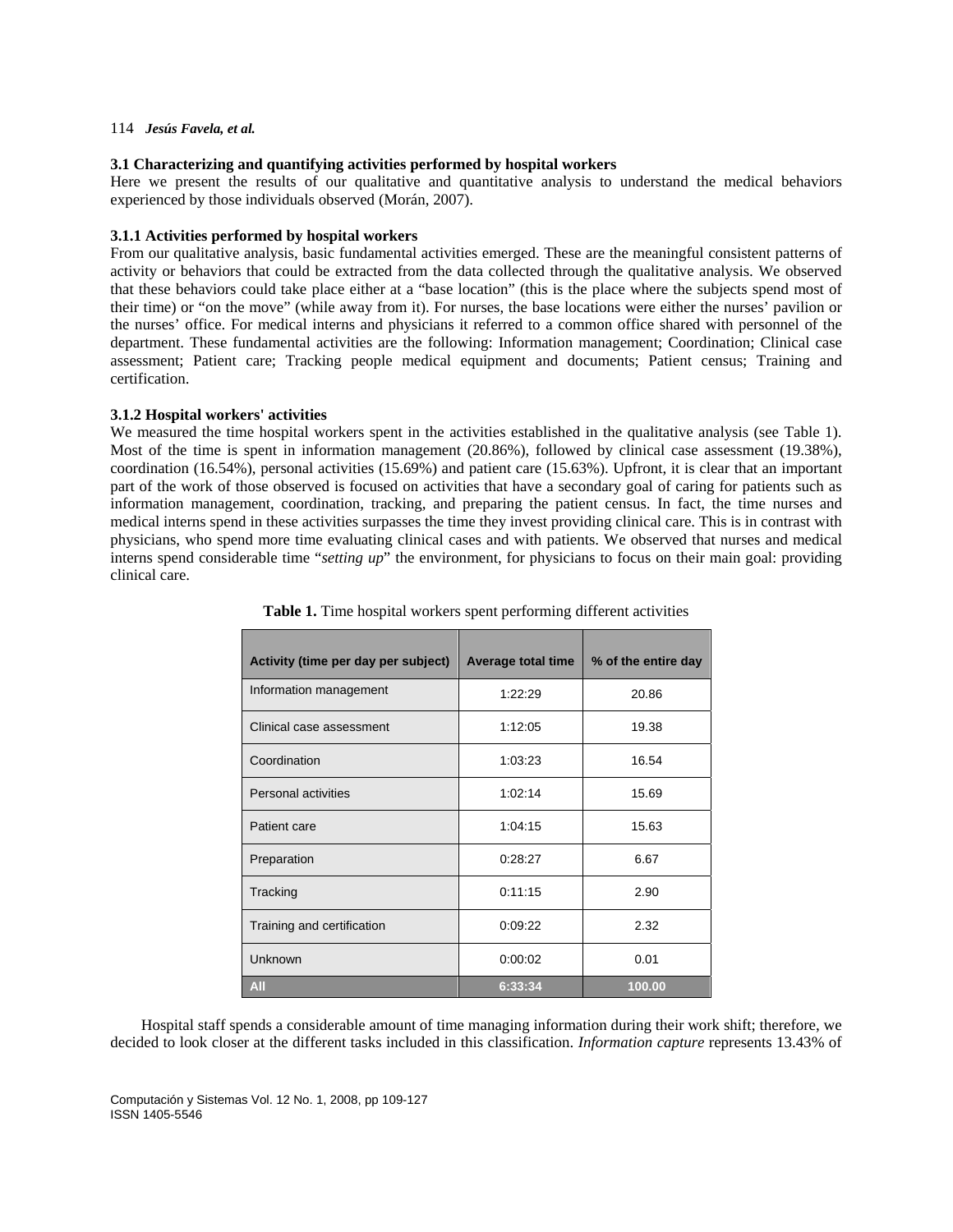### 3.1 Characterizing and quantifying activities performed by hospital workers

Here we present the results of our qualitative and quantitative analysis to understand the medical behaviors experienced by those individuals observed (Morán, 2007).

#### 3.1.1 Activities performed by hospital workers

From our qualitative analysis, basic fundamental activities emerged. These are the meaningful consistent patterns of activity or behaviors that could be extracted from the data collected through the qualitative analysis. We observed that these behaviors could take place either at a "base location" (this is the place where the subjects spend most of their time) or "on the move" (while away from it). For nurses, the base locations were either the nurses' pavilion or the nurses' office. For medical interns and physicians it referred to a common office shared with personnel of the department. These fundamental activities are the following: Information management; Coordination; Clinical case assessment; Patient care; Tracking people medical equipment and documents; Patient census; Training and certification.

#### 3.1.2 Hospital workers' activities

We measured the time hospital workers spent in the activities established in the qualitative analysis (see Table 1). Most of the time is spent in information management (20.86%), followed by clinical case assessment (19.38%), coordination (16.54%), personal activities (15.69%) and patient care (15.63%). Upfront, it is clear that an important part of the work of those observed is focused on activities that have a secondary goal of caring for patients such as information management, coordination, tracking, and preparing the patient census. In fact, the time nurses and medical interns spend in these activities surpasses the time they invest providing clinical care. This is in contrast with physicians, who spend more time evaluating clinical cases and with patients. We observed that nurses and medical interns spend considerable time "*setting up*" the environment, for physicians to focus on their main goal: providing clinical care.

**Table 1.** Time hospital workers spent performing different activities

| Activity (time per day per subject) | Average total time | % of the entire day |
|---|---|---|
| Information management | 1:22:29 | 20.86 |
| Clinical case assessment | 1:12:05 | 19.38 |
| Coordination | 1:03:23 | 16.54 |
| Personal activities | 1:02:14 | 15.69 |
| Patient care | 1:04:15 | 15.63 |
| Preparation | 0:28:27 | 6.67 |
| Tracking | 0:11:15 | 2.90 |
| Training and certification | 0:09:22 | 2.32 |
| Unknown | 0:00:02 | 0.01 |
| **All** | **6:33:34** | **100.00** |

Hospital staff spends a considerable amount of time managing information during their work shift; therefore, we decided to look closer at the different tasks included in this classification. *Information capture* represents 13.43% of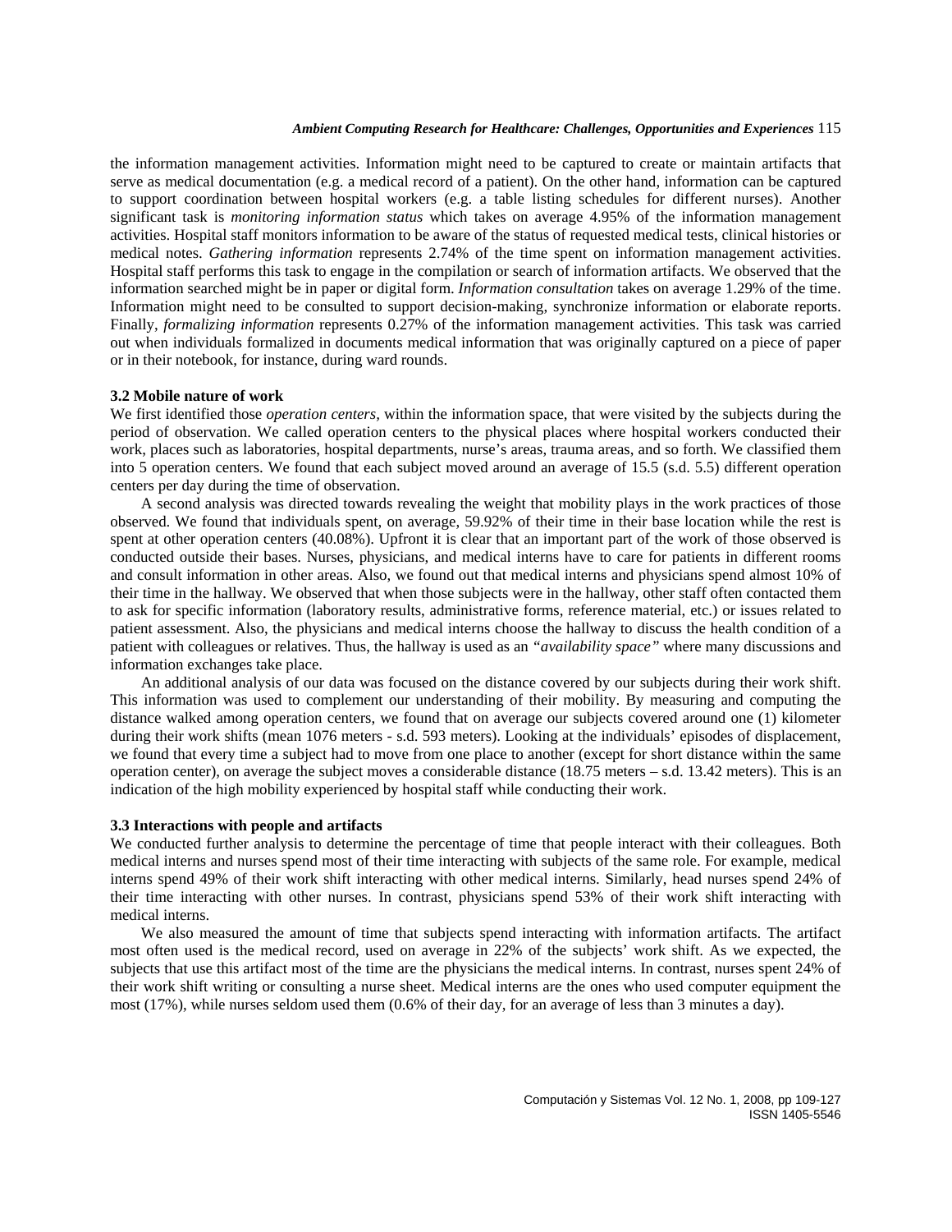the information management activities. Information might need to be captured to create or maintain artifacts that serve as medical documentation (e.g. a medical record of a patient). On the other hand, information can be captured to support coordination between hospital workers (e.g. a table listing schedules for different nurses). Another significant task is *monitoring information status* which takes on average 4.95% of the information management activities. Hospital staff monitors information to be aware of the status of requested medical tests, clinical histories or medical notes. *Gathering information* represents 2.74% of the time spent on information management activities. Hospital staff performs this task to engage in the compilation or search of information artifacts. We observed that the information searched might be in paper or digital form. *Information consultation* takes on average 1.29% of the time. Information might need to be consulted to support decision-making, synchronize information or elaborate reports. Finally, *formalizing information* represents 0.27% of the information management activities. This task was carried out when individuals formalized in documents medical information that was originally captured on a piece of paper or in their notebook, for instance, during ward rounds.

### 3.2 Mobile nature of work

We first identified those *operation centers,* within the information space, that were visited by the subjects during the period of observation. We called operation centers to the physical places where hospital workers conducted their work, places such as laboratories, hospital departments, nurse's areas, trauma areas, and so forth. We classified them into 5 operation centers. We found that each subject moved around an average of 15.5 (s.d. 5.5) different operation centers per day during the time of observation.

A second analysis was directed towards revealing the weight that mobility plays in the work practices of those observed. We found that individuals spent, on average, 59.92% of their time in their base location while the rest is spent at other operation centers (40.08%). Upfront it is clear that an important part of the work of those observed is conducted outside their bases. Nurses, physicians, and medical interns have to care for patients in different rooms and consult information in other areas. Also, we found out that medical interns and physicians spend almost 10% of their time in the hallway. We observed that when those subjects were in the hallway, other staff often contacted them to ask for specific information (laboratory results, administrative forms, reference material, etc.) or issues related to patient assessment. Also, the physicians and medical interns choose the hallway to discuss the health condition of a patient with colleagues or relatives. Thus, the hallway is used as an *"availability space"* where many discussions and information exchanges take place.

An additional analysis of our data was focused on the distance covered by our subjects during their work shift. This information was used to complement our understanding of their mobility. By measuring and computing the distance walked among operation centers, we found that on average our subjects covered around one (1) kilometer during their work shifts (mean 1076 meters - s.d. 593 meters). Looking at the individuals' episodes of displacement, we found that every time a subject had to move from one place to another (except for short distance within the same operation center), on average the subject moves a considerable distance (18.75 meters – s.d. 13.42 meters). This is an indication of the high mobility experienced by hospital staff while conducting their work.

### 3.3 Interactions with people and artifacts

We conducted further analysis to determine the percentage of time that people interact with their colleagues. Both medical interns and nurses spend most of their time interacting with subjects of the same role. For example, medical interns spend 49% of their work shift interacting with other medical interns. Similarly, head nurses spend 24% of their time interacting with other nurses. In contrast, physicians spend 53% of their work shift interacting with medical interns.

We also measured the amount of time that subjects spend interacting with information artifacts. The artifact most often used is the medical record, used on average in 22% of the subjects' work shift. As we expected, the subjects that use this artifact most of the time are the physicians the medical interns. In contrast, nurses spent 24% of their work shift writing or consulting a nurse sheet. Medical interns are the ones who used computer equipment the most (17%), while nurses seldom used them (0.6% of their day, for an average of less than 3 minutes a day).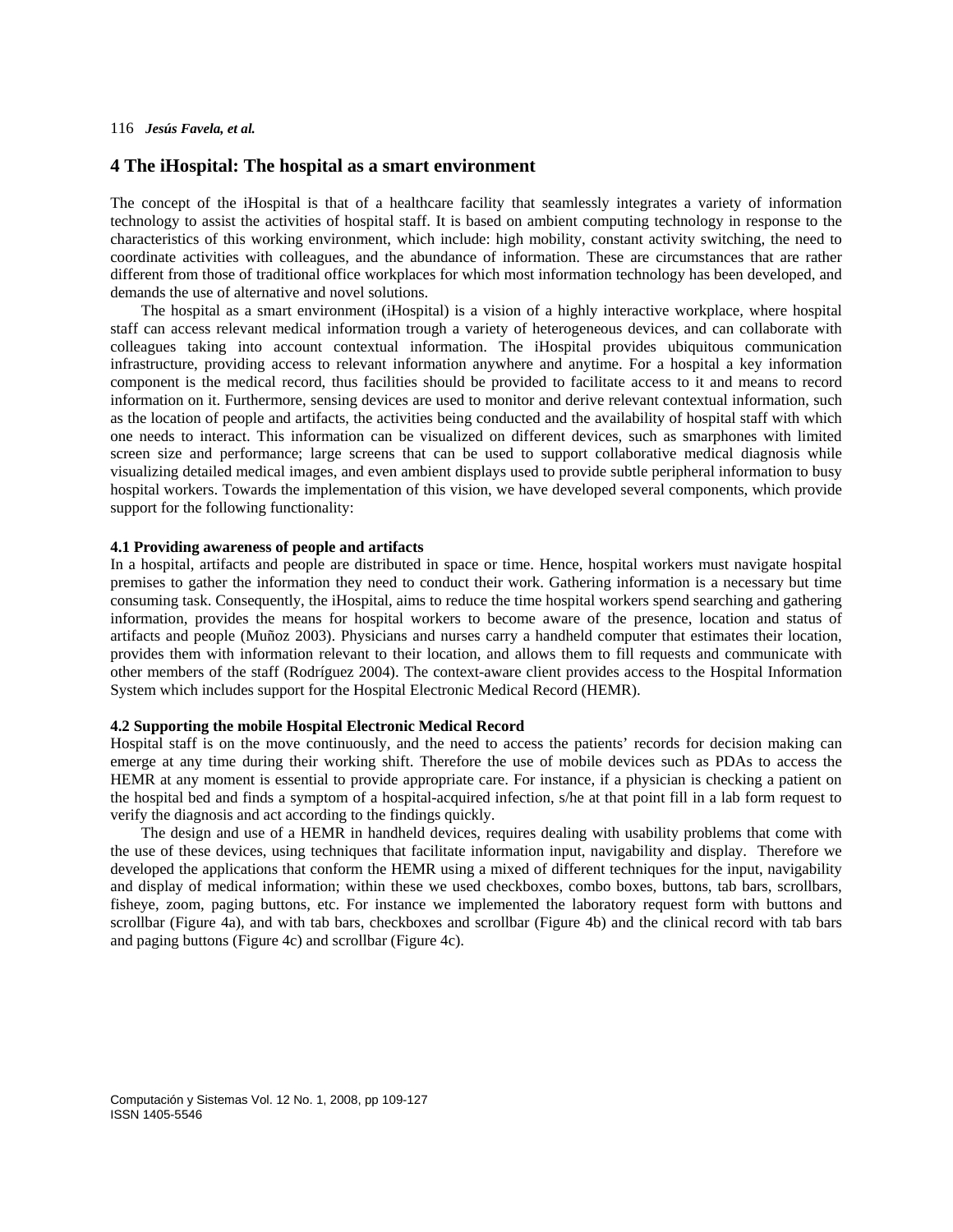## 4 The iHospital: The hospital as a smart environment

The concept of the iHospital is that of a healthcare facility that seamlessly integrates a variety of information technology to assist the activities of hospital staff. It is based on ambient computing technology in response to the characteristics of this working environment, which include: high mobility, constant activity switching, the need to coordinate activities with colleagues, and the abundance of information. These are circumstances that are rather different from those of traditional office workplaces for which most information technology has been developed, and demands the use of alternative and novel solutions.

The hospital as a smart environment (iHospital) is a vision of a highly interactive workplace, where hospital staff can access relevant medical information trough a variety of heterogeneous devices, and can collaborate with colleagues taking into account contextual information. The iHospital provides ubiquitous communication infrastructure, providing access to relevant information anywhere and anytime. For a hospital a key information component is the medical record, thus facilities should be provided to facilitate access to it and means to record information on it. Furthermore, sensing devices are used to monitor and derive relevant contextual information, such as the location of people and artifacts, the activities being conducted and the availability of hospital staff with which one needs to interact. This information can be visualized on different devices, such as smarphones with limited screen size and performance; large screens that can be used to support collaborative medical diagnosis while visualizing detailed medical images, and even ambient displays used to provide subtle peripheral information to busy hospital workers. Towards the implementation of this vision, we have developed several components, which provide support for the following functionality:

### 4.1 Providing awareness of people and artifacts

In a hospital, artifacts and people are distributed in space or time. Hence, hospital workers must navigate hospital premises to gather the information they need to conduct their work. Gathering information is a necessary but time consuming task. Consequently, the iHospital, aims to reduce the time hospital workers spend searching and gathering information, provides the means for hospital workers to become aware of the presence, location and status of artifacts and people (Muñoz 2003). Physicians and nurses carry a handheld computer that estimates their location, provides them with information relevant to their location, and allows them to fill requests and communicate with other members of the staff (Rodríguez 2004). The context-aware client provides access to the Hospital Information System which includes support for the Hospital Electronic Medical Record (HEMR).

### 4.2 Supporting the mobile Hospital Electronic Medical Record

Hospital staff is on the move continuously, and the need to access the patients' records for decision making can emerge at any time during their working shift. Therefore the use of mobile devices such as PDAs to access the HEMR at any moment is essential to provide appropriate care. For instance, if a physician is checking a patient on the hospital bed and finds a symptom of a hospital-acquired infection, s/he at that point fill in a lab form request to verify the diagnosis and act according to the findings quickly.

The design and use of a HEMR in handheld devices, requires dealing with usability problems that come with the use of these devices, using techniques that facilitate information input, navigability and display. Therefore we developed the applications that conform the HEMR using a mixed of different techniques for the input, navigability and display of medical information; within these we used checkboxes, combo boxes, buttons, tab bars, scrollbars, fisheye, zoom, paging buttons, etc. For instance we implemented the laboratory request form with buttons and scrollbar (Figure 4a), and with tab bars, checkboxes and scrollbar (Figure 4b) and the clinical record with tab bars and paging buttons (Figure 4c) and scrollbar (Figure 4c).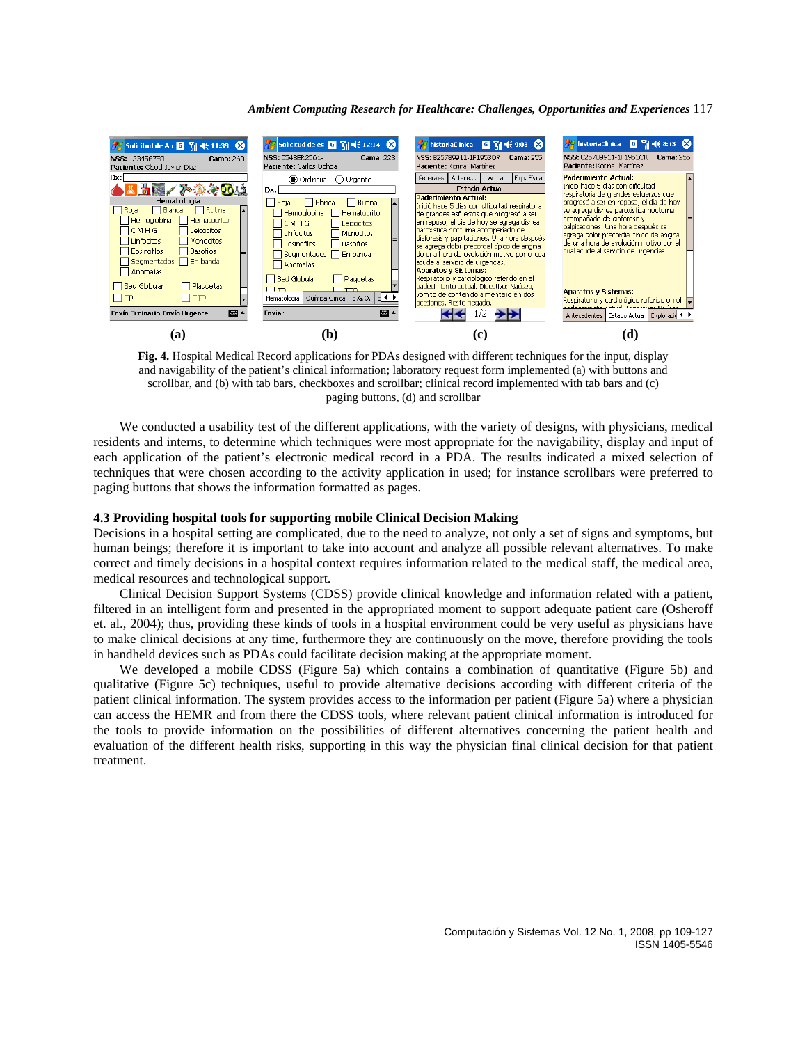**Fig. 4.** Hospital Medical Record applications for PDAs designed with different techniques for the input, display and navigability of the patient's clinical information; laboratory request form implemented (a) with buttons and scrollbar, and (b) with tab bars, checkboxes and scrollbar; clinical record implemented with tab bars and (c) paging buttons, (d) and scrollbar

We conducted a usability test of the different applications, with the variety of designs, with physicians, medical residents and interns, to determine which techniques were most appropriate for the navigability, display and input of each application of the patient's electronic medical record in a PDA. The results indicated a mixed selection of techniques that were chosen according to the activity application in used; for instance scrollbars were preferred to paging buttons that shows the information formatted as pages.

### 4.3 Providing hospital tools for supporting mobile Clinical Decision Making

Decisions in a hospital setting are complicated, due to the need to analyze, not only a set of signs and symptoms, but human beings; therefore it is important to take into account and analyze all possible relevant alternatives. To make correct and timely decisions in a hospital context requires information related to the medical staff, the medical area, medical resources and technological support.

Clinical Decision Support Systems (CDSS) provide clinical knowledge and information related with a patient, filtered in an intelligent form and presented in the appropriated moment to support adequate patient care (Osheroff et. al., 2004); thus, providing these kinds of tools in a hospital environment could be very useful as physicians have to make clinical decisions at any time, furthermore they are continuously on the move, therefore providing the tools in handheld devices such as PDAs could facilitate decision making at the appropriate moment.

We developed a mobile CDSS (Figure 5a) which contains a combination of quantitative (Figure 5b) and qualitative (Figure 5c) techniques, useful to provide alternative decisions according with different criteria of the patient clinical information. The system provides access to the information per patient (Figure 5a) where a physician can access the HEMR and from there the CDSS tools, where relevant patient clinical information is introduced for the tools to provide information on the possibilities of different alternatives concerning the patient health and evaluation of the different health risks, supporting in this way the physician final clinical decision for that patient treatment.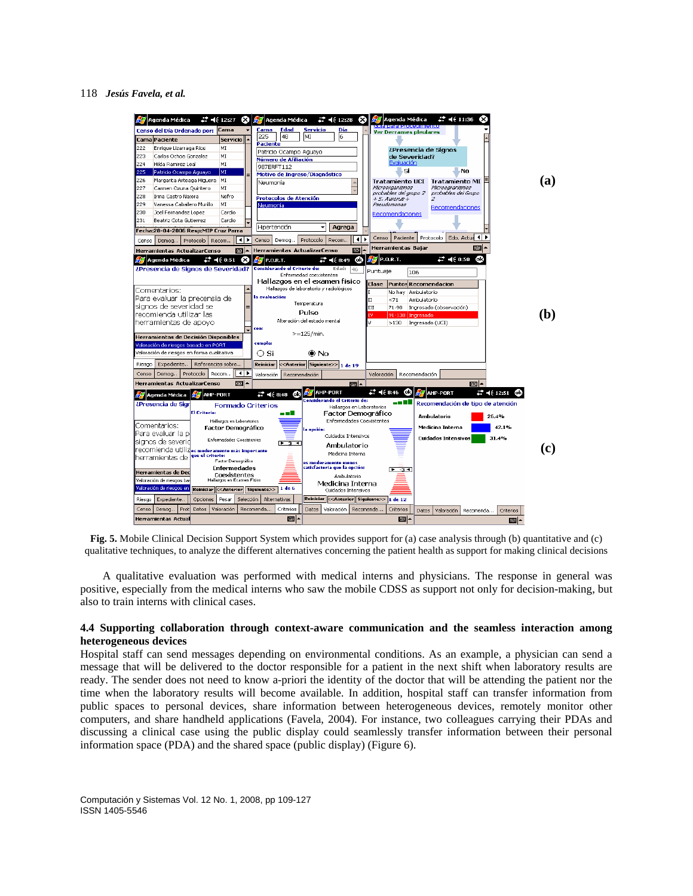**Fig. 5.** Mobile Clinical Decision Support System which provides support for (a) case analysis through (b) quantitative and (c) qualitative techniques, to analyze the different alternatives concerning the patient health as support for making clinical decisions

A qualitative evaluation was performed with medical interns and physicians. The response in general was positive, especially from the medical interns who saw the mobile CDSS as support not only for decision-making, but also to train interns with clinical cases.

### 4.4 Supporting collaboration through context-aware communication and the seamless interaction among heterogeneous devices

Hospital staff can send messages depending on environmental conditions. As an example, a physician can send a message that will be delivered to the doctor responsible for a patient in the next shift when laboratory results are ready. The sender does not need to know a-priori the identity of the doctor that will be attending the patient nor the time when the laboratory results will become available. In addition, hospital staff can transfer information from public spaces to personal devices, share information between heterogeneous devices, remotely monitor other computers, and share handheld applications (Favela, 2004). For instance, two colleagues carrying their PDAs and discussing a clinical case using the public display could seamlessly transfer information between their personal information space (PDA) and the shared space (public display) (Figure 6).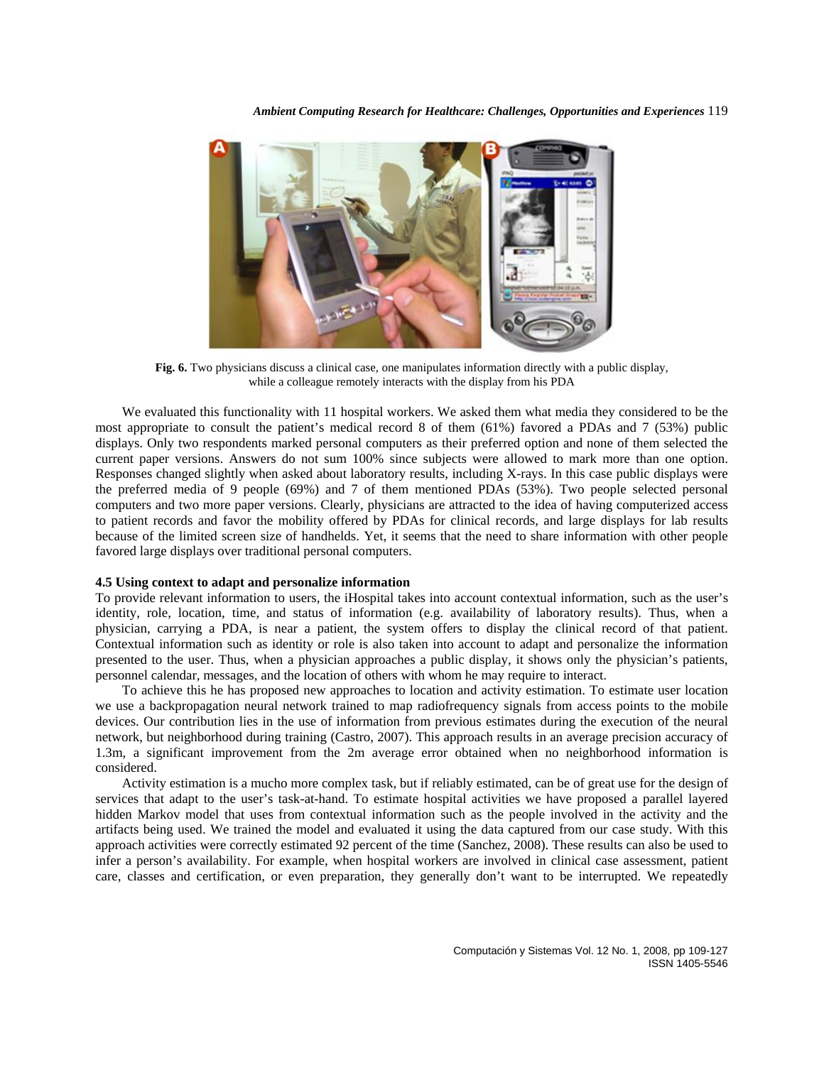**Fig. 6.** Two physicians discuss a clinical case, one manipulates information directly with a public display, while a colleague remotely interacts with the display from his PDA

We evaluated this functionality with 11 hospital workers. We asked them what media they considered to be the most appropriate to consult the patient's medical record 8 of them (61%) favored a PDAs and 7 (53%) public displays. Only two respondents marked personal computers as their preferred option and none of them selected the current paper versions. Answers do not sum 100% since subjects were allowed to mark more than one option. Responses changed slightly when asked about laboratory results, including X-rays. In this case public displays were the preferred media of 9 people (69%) and 7 of them mentioned PDAs (53%). Two people selected personal computers and two more paper versions. Clearly, physicians are attracted to the idea of having computerized access to patient records and favor the mobility offered by PDAs for clinical records, and large displays for lab results because of the limited screen size of handhelds. Yet, it seems that the need to share information with other people favored large displays over traditional personal computers.

### 4.5 Using context to adapt and personalize information

To provide relevant information to users, the iHospital takes into account contextual information, such as the user's identity, role, location, time, and status of information (e.g. availability of laboratory results). Thus, when a physician, carrying a PDA, is near a patient, the system offers to display the clinical record of that patient. Contextual information such as identity or role is also taken into account to adapt and personalize the information presented to the user. Thus, when a physician approaches a public display, it shows only the physician's patients, personnel calendar, messages, and the location of others with whom he may require to interact.

To achieve this he has proposed new approaches to location and activity estimation. To estimate user location we use a backpropagation neural network trained to map radiofrequency signals from access points to the mobile devices. Our contribution lies in the use of information from previous estimates during the execution of the neural network, but neighborhood during training (Castro, 2007). This approach results in an average precision accuracy of 1.3m, a significant improvement from the 2m average error obtained when no neighborhood information is considered.

Activity estimation is a mucho more complex task, but if reliably estimated, can be of great use for the design of services that adapt to the user's task-at-hand. To estimate hospital activities we have proposed a parallel layered hidden Markov model that uses from contextual information such as the people involved in the activity and the artifacts being used. We trained the model and evaluated it using the data captured from our case study. With this approach activities were correctly estimated 92 percent of the time (Sanchez, 2008). These results can also be used to infer a person's availability. For example, when hospital workers are involved in clinical case assessment, patient care, classes and certification, or even preparation, they generally don't want to be interrupted. We repeatedly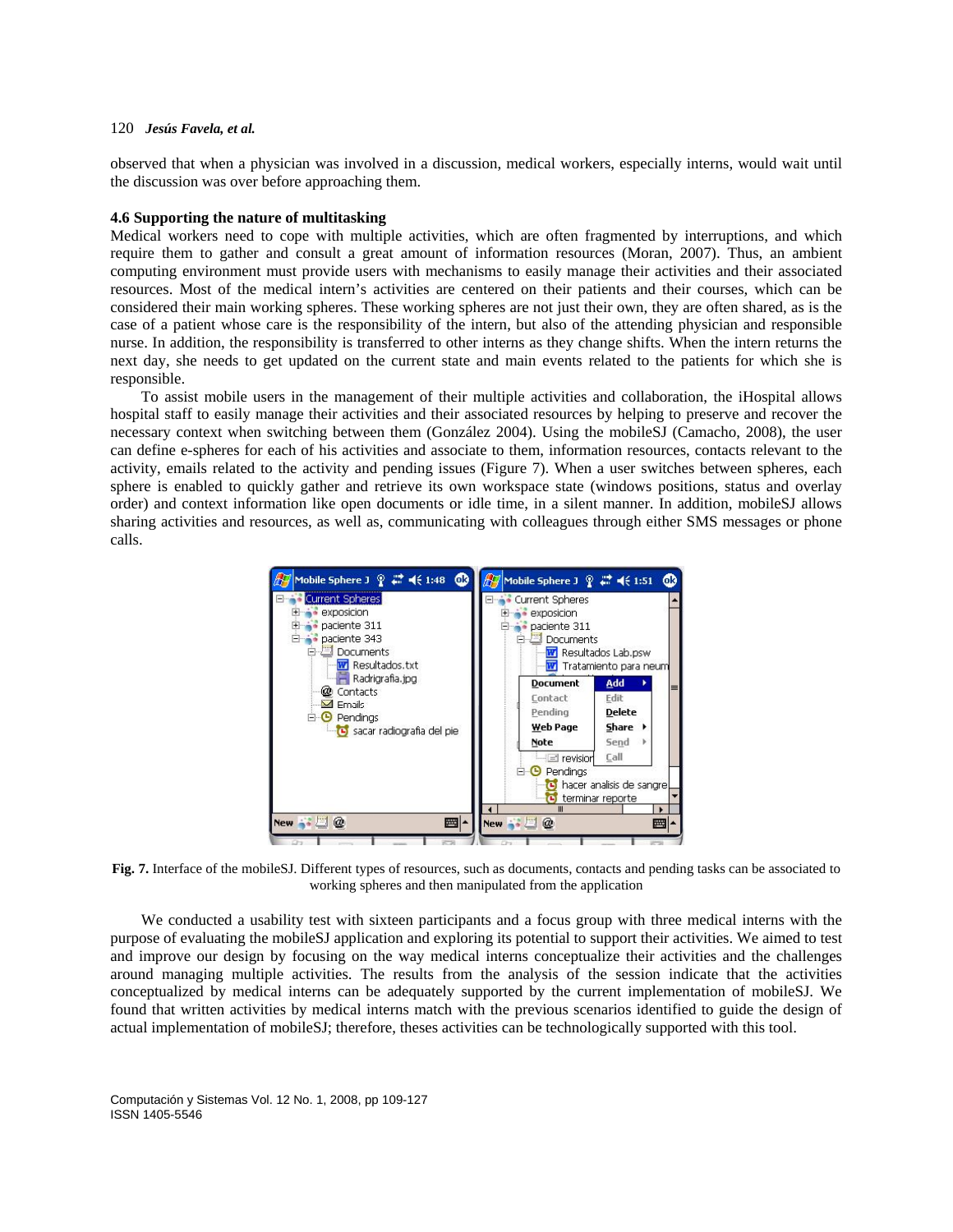observed that when a physician was involved in a discussion, medical workers, especially interns, would wait until the discussion was over before approaching them.

### 4.6 Supporting the nature of multitasking

Medical workers need to cope with multiple activities, which are often fragmented by interruptions, and which require them to gather and consult a great amount of information resources (Moran, 2007). Thus, an ambient computing environment must provide users with mechanisms to easily manage their activities and their associated resources. Most of the medical intern's activities are centered on their patients and their courses, which can be considered their main working spheres. These working spheres are not just their own, they are often shared, as is the case of a patient whose care is the responsibility of the intern, but also of the attending physician and responsible nurse. In addition, the responsibility is transferred to other interns as they change shifts. When the intern returns the next day, she needs to get updated on the current state and main events related to the patients for which she is responsible.

To assist mobile users in the management of their multiple activities and collaboration, the iHospital allows hospital staff to easily manage their activities and their associated resources by helping to preserve and recover the necessary context when switching between them (González 2004). Using the mobileSJ (Camacho, 2008), the user can define e-spheres for each of his activities and associate to them, information resources, contacts relevant to the activity, emails related to the activity and pending issues (Figure 7). When a user switches between spheres, each sphere is enabled to quickly gather and retrieve its own workspace state (windows positions, status and overlay order) and context information like open documents or idle time, in a silent manner. In addition, mobileSJ allows sharing activities and resources, as well as, communicating with colleagues through either SMS messages or phone calls.

**Fig. 7.** Interface of the mobileSJ. Different types of resources, such as documents, contacts and pending tasks can be associated to working spheres and then manipulated from the application

We conducted a usability test with sixteen participants and a focus group with three medical interns with the purpose of evaluating the mobileSJ application and exploring its potential to support their activities. We aimed to test and improve our design by focusing on the way medical interns conceptualize their activities and the challenges around managing multiple activities. The results from the analysis of the session indicate that the activities conceptualized by medical interns can be adequately supported by the current implementation of mobileSJ. We found that written activities by medical interns match with the previous scenarios identified to guide the design of actual implementation of mobileSJ; therefore, theses activities can be technologically supported with this tool.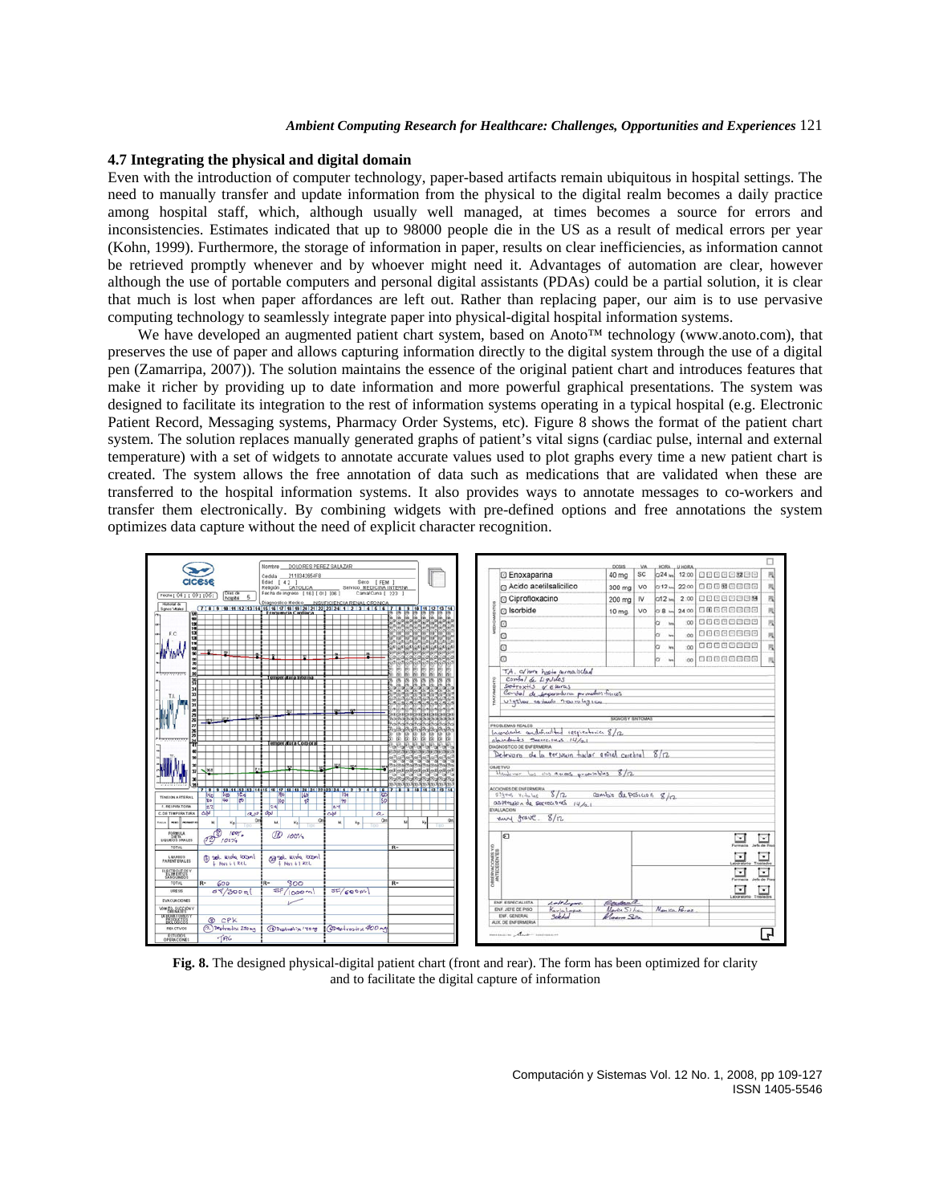### 4.7 Integrating the physical and digital domain

Even with the introduction of computer technology, paper-based artifacts remain ubiquitous in hospital settings. The need to manually transfer and update information from the physical to the digital realm becomes a daily practice among hospital staff, which, although usually well managed, at times becomes a source for errors and inconsistencies. Estimates indicated that up to 98000 people die in the US as a result of medical errors per year (Kohn, 1999). Furthermore, the storage of information in paper, results on clear inefficiencies, as information cannot be retrieved promptly whenever and by whoever might need it. Advantages of automation are clear, however although the use of portable computers and personal digital assistants (PDAs) could be a partial solution, it is clear that much is lost when paper affordances are left out. Rather than replacing paper, our aim is to use pervasive computing technology to seamlessly integrate paper into physical-digital hospital information systems.

We have developed an augmented patient chart system, based on Anoto™ technology (www.anoto.com), that preserves the use of paper and allows capturing information directly to the digital system through the use of a digital pen (Zamarripa, 2007)). The solution maintains the essence of the original patient chart and introduces features that make it richer by providing up to date information and more powerful graphical presentations. The system was designed to facilitate its integration to the rest of information systems operating in a typical hospital (e.g. Electronic Patient Record, Messaging systems, Pharmacy Order Systems, etc). Figure 8 shows the format of the patient chart system. The solution replaces manually generated graphs of patient's vital signs (cardiac pulse, internal and external temperature) with a set of widgets to annotate accurate values used to plot graphs every time a new patient chart is created. The system allows the free annotation of data such as medications that are validated when these are transferred to the hospital information systems. It also provides ways to annotate messages to co-workers and transfer them electronically. By combining widgets with pre-defined options and free annotations the system optimizes data capture without the need of explicit character recognition.

**Fig. 8.** The designed physical-digital patient chart (front and rear). The form has been optimized for clarity and to facilitate the digital capture of information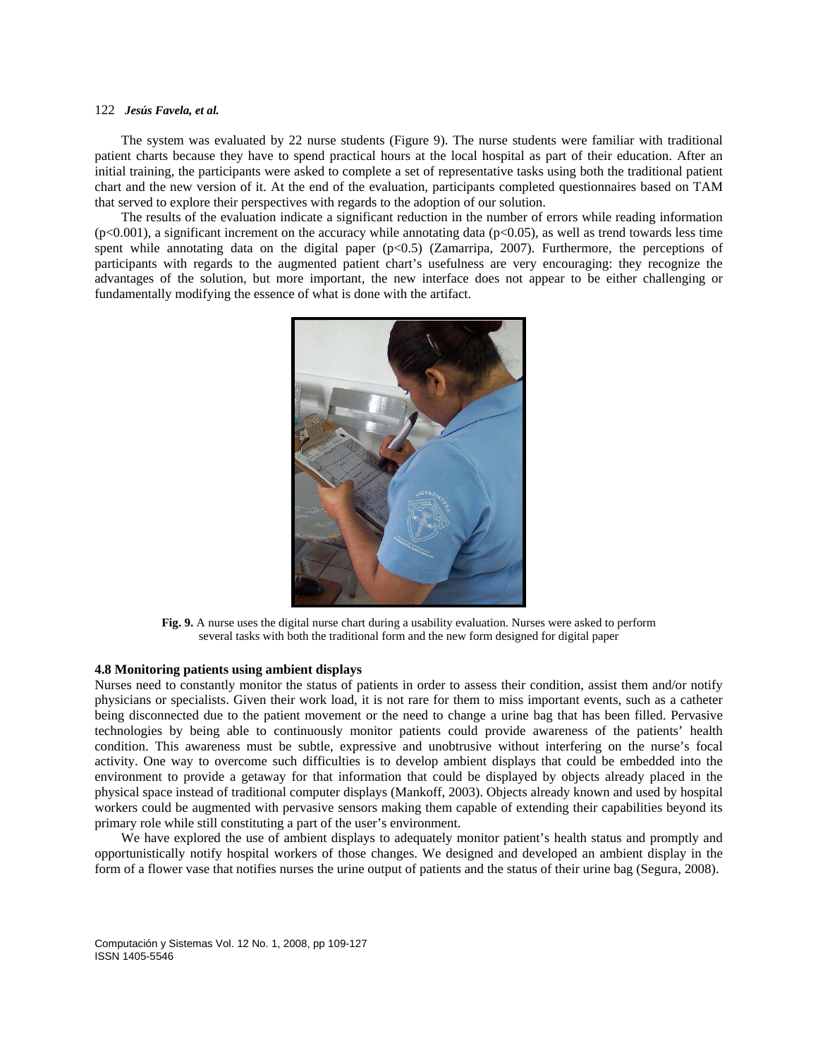The system was evaluated by 22 nurse students (Figure 9). The nurse students were familiar with traditional patient charts because they have to spend practical hours at the local hospital as part of their education. After an initial training, the participants were asked to complete a set of representative tasks using both the traditional patient chart and the new version of it. At the end of the evaluation, participants completed questionnaires based on TAM that served to explore their perspectives with regards to the adoption of our solution.

The results of the evaluation indicate a significant reduction in the number of errors while reading information ($p<0.001$), a significant increment on the accuracy while annotating data ($p<0.05$), as well as trend towards less time spent while annotating data on the digital paper ($p<0.5$) (Zamarripa, 2007). Furthermore, the perceptions of participants with regards to the augmented patient chart's usefulness are very encouraging: they recognize the advantages of the solution, but more important, the new interface does not appear to be either challenging or fundamentally modifying the essence of what is done with the artifact.

**Fig. 9.** A nurse uses the digital nurse chart during a usability evaluation. Nurses were asked to perform several tasks with both the traditional form and the new form designed for digital paper

### 4.8 Monitoring patients using ambient displays

Nurses need to constantly monitor the status of patients in order to assess their condition, assist them and/or notify physicians or specialists. Given their work load, it is not rare for them to miss important events, such as a catheter being disconnected due to the patient movement or the need to change a urine bag that has been filled. Pervasive technologies by being able to continuously monitor patients could provide awareness of the patients' health condition. This awareness must be subtle, expressive and unobtrusive without interfering on the nurse's focal activity. One way to overcome such difficulties is to develop ambient displays that could be embedded into the environment to provide a getaway for that information that could be displayed by objects already placed in the physical space instead of traditional computer displays (Mankoff, 2003). Objects already known and used by hospital workers could be augmented with pervasive sensors making them capable of extending their capabilities beyond its primary role while still constituting a part of the user's environment.

We have explored the use of ambient displays to adequately monitor patient's health status and promptly and opportunistically notify hospital workers of those changes. We designed and developed an ambient display in the form of a flower vase that notifies nurses the urine output of patients and the status of their urine bag (Segura, 2008).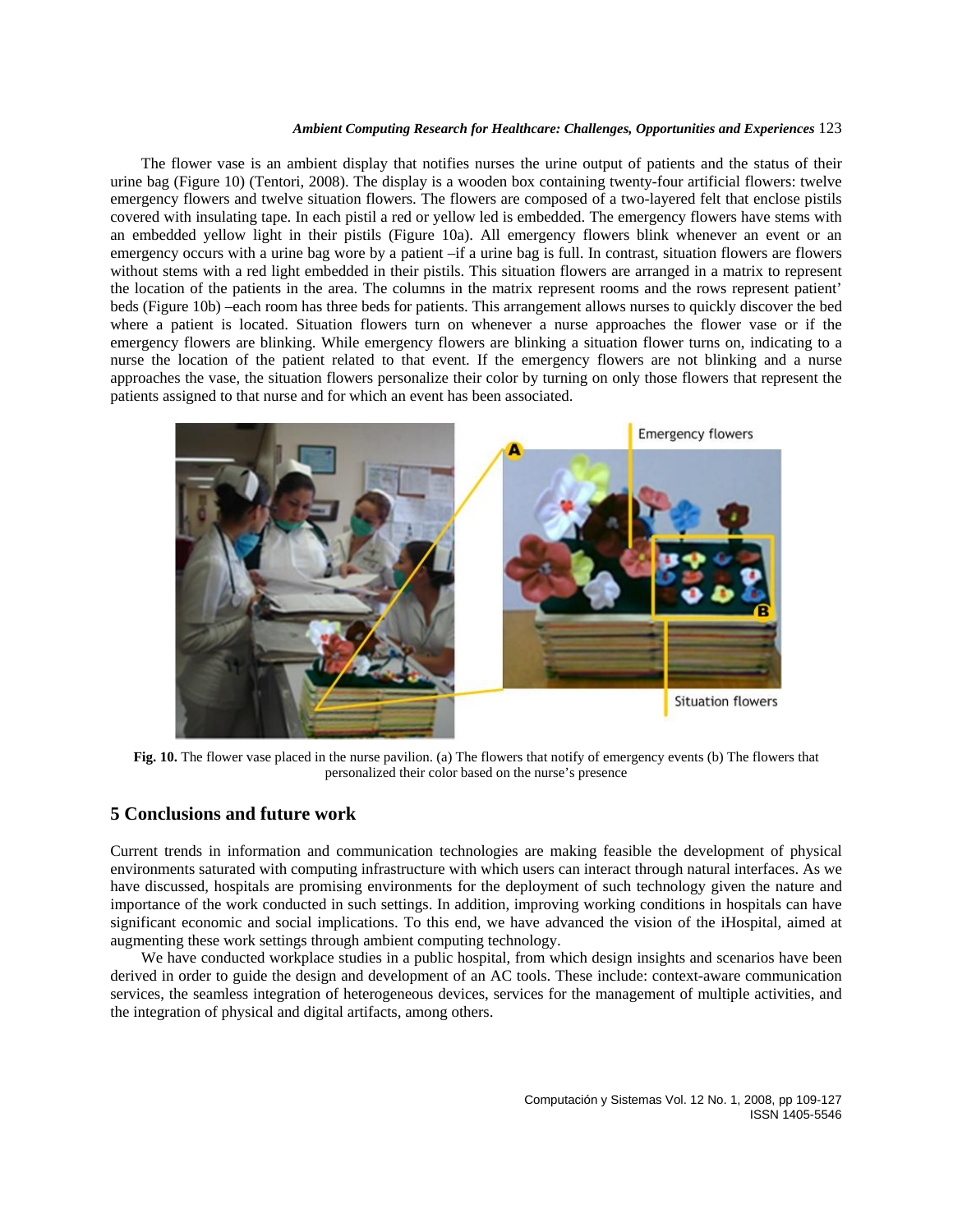The flower vase is an ambient display that notifies nurses the urine output of patients and the status of their urine bag (Figure 10) (Tentori, 2008). The display is a wooden box containing twenty-four artificial flowers: twelve emergency flowers and twelve situation flowers. The flowers are composed of a two-layered felt that enclose pistils covered with insulating tape. In each pistil a red or yellow led is embedded. The emergency flowers have stems with an embedded yellow light in their pistils (Figure 10a). All emergency flowers blink whenever an event or an emergency occurs with a urine bag wore by a patient –if a urine bag is full. In contrast, situation flowers are flowers without stems with a red light embedded in their pistils. This situation flowers are arranged in a matrix to represent the location of the patients in the area. The columns in the matrix represent rooms and the rows represent patient' beds (Figure 10b) –each room has three beds for patients. This arrangement allows nurses to quickly discover the bed where a patient is located. Situation flowers turn on whenever a nurse approaches the flower vase or if the emergency flowers are blinking. While emergency flowers are blinking a situation flower turns on, indicating to a nurse the location of the patient related to that event. If the emergency flowers are not blinking and a nurse approaches the vase, the situation flowers personalize their color by turning on only those flowers that represent the patients assigned to that nurse and for which an event has been associated.

**Fig. 10.** The flower vase placed in the nurse pavilion. (a) The flowers that notify of emergency events (b) The flowers that personalized their color based on the nurse's presence

## 5 Conclusions and future work

Current trends in information and communication technologies are making feasible the development of physical environments saturated with computing infrastructure with which users can interact through natural interfaces. As we have discussed, hospitals are promising environments for the deployment of such technology given the nature and importance of the work conducted in such settings. In addition, improving working conditions in hospitals can have significant economic and social implications. To this end, we have advanced the vision of the iHospital, aimed at augmenting these work settings through ambient computing technology.

We have conducted workplace studies in a public hospital, from which design insights and scenarios have been derived in order to guide the design and development of an AC tools. These include: context-aware communication services, the seamless integration of heterogeneous devices, services for the management of multiple activities, and the integration of physical and digital artifacts, among others.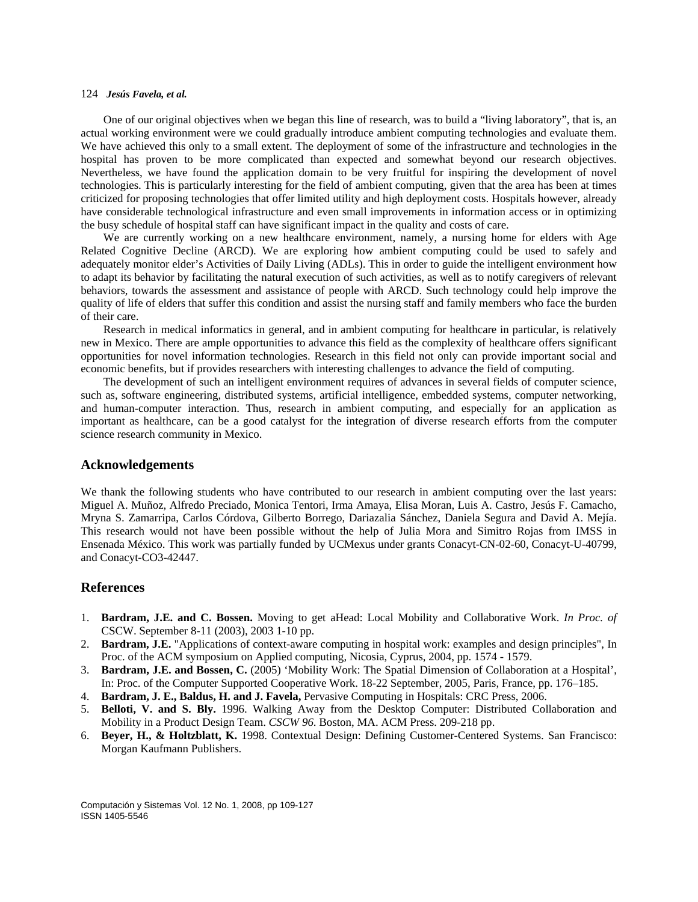One of our original objectives when we began this line of research, was to build a “living laboratory”, that is, an actual working environment were we could gradually introduce ambient computing technologies and evaluate them. We have achieved this only to a small extent. The deployment of some of the infrastructure and technologies in the hospital has proven to be more complicated than expected and somewhat beyond our research objectives. Nevertheless, we have found the application domain to be very fruitful for inspiring the development of novel technologies. This is particularly interesting for the field of ambient computing, given that the area has been at times criticized for proposing technologies that offer limited utility and high deployment costs. Hospitals however, already have considerable technological infrastructure and even small improvements in information access or in optimizing the busy schedule of hospital staff can have significant impact in the quality and costs of care.

We are currently working on a new healthcare environment, namely, a nursing home for elders with Age Related Cognitive Decline (ARCD). We are exploring how ambient computing could be used to safely and adequately monitor elder’s Activities of Daily Living (ADLs). This in order to guide the intelligent environment how to adapt its behavior by facilitating the natural execution of such activities, as well as to notify caregivers of relevant behaviors, towards the assessment and assistance of people with ARCD. Such technology could help improve the quality of life of elders that suffer this condition and assist the nursing staff and family members who face the burden of their care.

Research in medical informatics in general, and in ambient computing for healthcare in particular, is relatively new in Mexico. There are ample opportunities to advance this field as the complexity of healthcare offers significant opportunities for novel information technologies. Research in this field not only can provide important social and economic benefits, but if provides researchers with interesting challenges to advance the field of computing.

The development of such an intelligent environment requires of advances in several fields of computer science, such as, software engineering, distributed systems, artificial intelligence, embedded systems, computer networking, and human-computer interaction. Thus, research in ambient computing, and especially for an application as important as healthcare, can be a good catalyst for the integration of diverse research efforts from the computer science research community in Mexico.

## Acknowledgements

We thank the following students who have contributed to our research in ambient computing over the last years: Miguel A. Muñoz, Alfredo Preciado, Monica Tentori, Irma Amaya, Elisa Moran, Luis A. Castro, Jesús F. Camacho, Mryna S. Zamarripa, Carlos Córdova, Gilberto Borrego, Dariazalia Sánchez, Daniela Segura and David A. Mejía. This research would not have been possible without the help of Julia Mora and Simitro Rojas from IMSS in Ensenada México. This work was partially funded by UCMexus under grants Conacyt-CN-02-60, Conacyt-U-40799, and Conacyt-CO3-42447.

## References

1. **Bardram, J.E. and C. Bossen.** Moving to get aHead: Local Mobility and Collaborative Work. *In Proc. of* CSCW. September 8-11 (2003), 2003 1-10 pp.
2. **Bardram, J.E.** "Applications of context-aware computing in hospital work: examples and design principles", In Proc. of the ACM symposium on Applied computing, Nicosia, Cyprus, 2004, pp. 1574 - 1579.
3. **Bardram, J.E. and Bossen, C.** (2005) ‘Mobility Work: The Spatial Dimension of Collaboration at a Hospital’, In: Proc. of the Computer Supported Cooperative Work. 18-22 September, 2005, Paris, France, pp. 176–185.
4. **Bardram, J. E., Baldus, H. and J. Favela,** Pervasive Computing in Hospitals: CRC Press, 2006.
5. **Belloti, V. and S. Bly.** 1996. Walking Away from the Desktop Computer: Distributed Collaboration and Mobility in a Product Design Team. *CSCW 96.* Boston, MA. ACM Press. 209-218 pp.
6. **Beyer, H., & Holtzblatt, K.** 1998. Contextual Design: Defining Customer-Centered Systems. San Francisco: Morgan Kaufmann Publishers.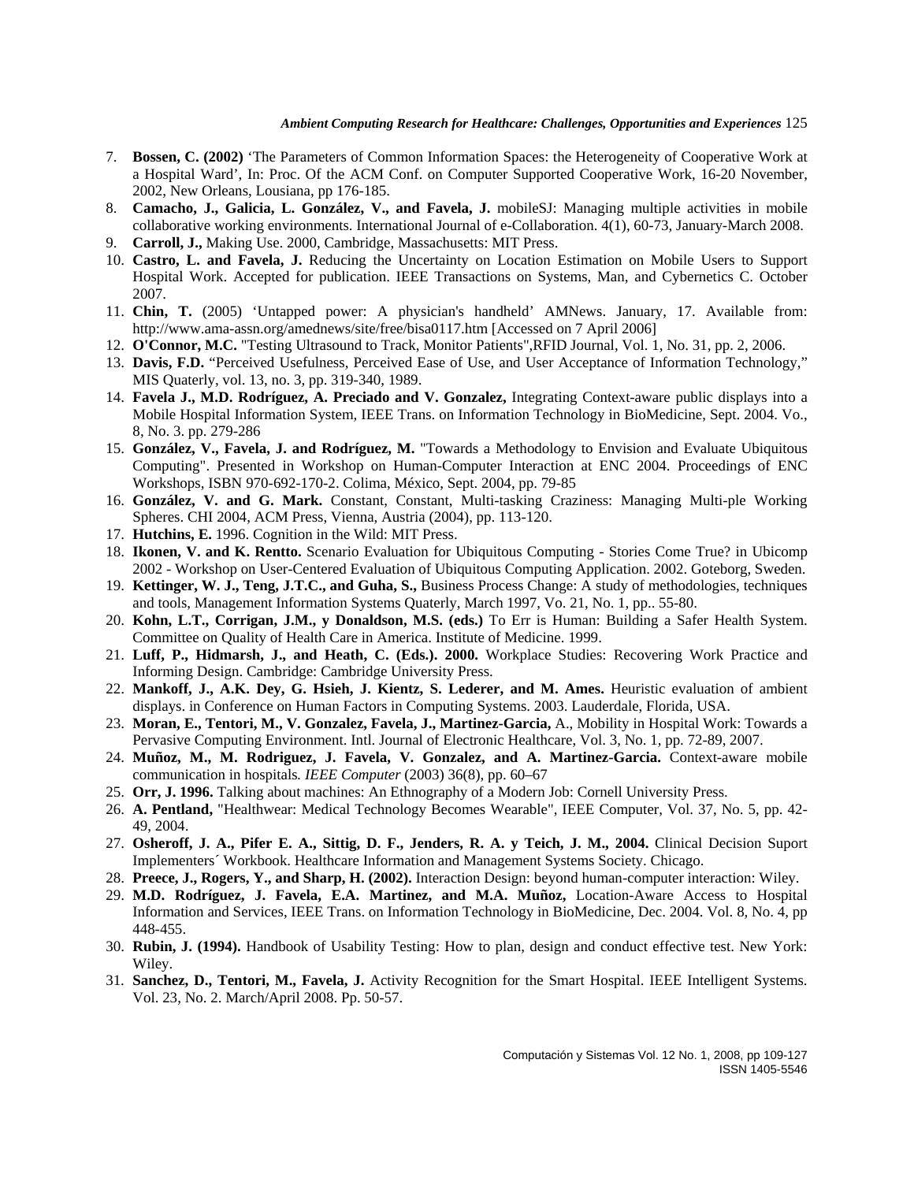7. **Bossen, C. (2002)** 'The Parameters of Common Information Spaces: the Heterogeneity of Cooperative Work at a Hospital Ward', In: Proc. Of the ACM Conf. on Computer Supported Cooperative Work, 16-20 November, 2002, New Orleans, Lousiana, pp 176-185.
8. **Camacho, J., Galicia, L. González, V., and Favela, J.** mobileSJ: Managing multiple activities in mobile collaborative working environments. International Journal of e-Collaboration. 4(1), 60-73, January-March 2008.
9. **Carroll, J.,** Making Use. 2000, Cambridge, Massachusetts: MIT Press.
10. **Castro, L. and Favela, J.** Reducing the Uncertainty on Location Estimation on Mobile Users to Support Hospital Work. Accepted for publication. IEEE Transactions on Systems, Man, and Cybernetics C. October 2007.
11. **Chin, T.** (2005) 'Untapped power: A physician's handheld' AMNews. January, 17. Available from: http://www.ama-assn.org/amednews/site/free/bisa0117.htm [Accessed on 7 April 2006]
12. **O'Connor, M.C.** "Testing Ultrasound to Track, Monitor Patients",RFID Journal, Vol. 1, No. 31, pp. 2, 2006.
13. **Davis, F.D.** "Perceived Usefulness, Perceived Ease of Use, and User Acceptance of Information Technology," MIS Quaterly, vol. 13, no. 3, pp. 319-340, 1989.
14. **Favela J., M.D. Rodríguez, A. Preciado and V. Gonzalez,** Integrating Context-aware public displays into a Mobile Hospital Information System, IEEE Trans. on Information Technology in BioMedicine, Sept. 2004. Vo., 8, No. 3. pp. 279-286
15. **González, V., Favela, J. and Rodríguez, M.** "Towards a Methodology to Envision and Evaluate Ubiquitous Computing". Presented in Workshop on Human-Computer Interaction at ENC 2004. Proceedings of ENC Workshops, ISBN 970-692-170-2. Colima, México, Sept. 2004, pp. 79-85
16. **González, V. and G. Mark.** Constant, Constant, Multi-tasking Craziness: Managing Multi-ple Working Spheres. CHI 2004, ACM Press, Vienna, Austria (2004), pp. 113-120.
17. **Hutchins, E.** 1996. Cognition in the Wild: MIT Press.
18. **Ikonen, V. and K. Rentto.** Scenario Evaluation for Ubiquitous Computing - Stories Come True? in Ubicomp 2002 - Workshop on User-Centered Evaluation of Ubiquitous Computing Application. 2002. Goteborg, Sweden.
19. **Kettinger, W. J., Teng, J.T.C., and Guha, S.,** Business Process Change: A study of methodologies, techniques and tools, Management Information Systems Quaterly, March 1997, Vo. 21, No. 1, pp.. 55-80.
20. **Kohn, L.T., Corrigan, J.M., y Donaldson, M.S. (eds.)** To Err is Human: Building a Safer Health System. Committee on Quality of Health Care in America. Institute of Medicine. 1999.
21. **Luff, P., Hidmarsh, J., and Heath, C. (Eds.). 2000.** Workplace Studies: Recovering Work Practice and Informing Design. Cambridge: Cambridge University Press.
22. **Mankoff, J., A.K. Dey, G. Hsieh, J. Kientz, S. Lederer, and M. Ames.** Heuristic evaluation of ambient displays. in Conference on Human Factors in Computing Systems. 2003. Lauderdale, Florida, USA.
23. **Moran, E., Tentori, M., V. Gonzalez, Favela, J., Martinez-Garcia,** A., Mobility in Hospital Work: Towards a Pervasive Computing Environment. Intl. Journal of Electronic Healthcare, Vol. 3, No. 1, pp. 72-89, 2007.
24. **Muñoz, M., M. Rodriguez, J. Favela, V. Gonzalez, and A. Martinez-Garcia.** Context-aware mobile communication in hospitals. *IEEE Computer* (2003) 36(8), pp. 60–67
25. **Orr, J. 1996.** Talking about machines: An Ethnography of a Modern Job: Cornell University Press.
26. **A. Pentland,** "Healthwear: Medical Technology Becomes Wearable", IEEE Computer, Vol. 37, No. 5, pp. 42-49, 2004.
27. **Osheroff, J. A., Pifer E. A., Sittig, D. F., Jenders, R. A. y Teich, J. M., 2004.** Clinical Decision Suport Implementers´ Workbook. Healthcare Information and Management Systems Society. Chicago.
28. **Preece, J., Rogers, Y., and Sharp, H. (2002).** Interaction Design: beyond human-computer interaction: Wiley.
29. **M.D. Rodríguez, J. Favela, E.A. Martinez, and M.A. Muñoz,** Location-Aware Access to Hospital Information and Services, IEEE Trans. on Information Technology in BioMedicine, Dec. 2004. Vol. 8, No. 4, pp 448-455.
30. **Rubin, J. (1994).** Handbook of Usability Testing: How to plan, design and conduct effective test. New York: Wiley.
31. **Sanchez, D., Tentori, M., Favela, J.** Activity Recognition for the Smart Hospital. IEEE Intelligent Systems. Vol. 23, No. 2. March/April 2008. Pp. 50-57.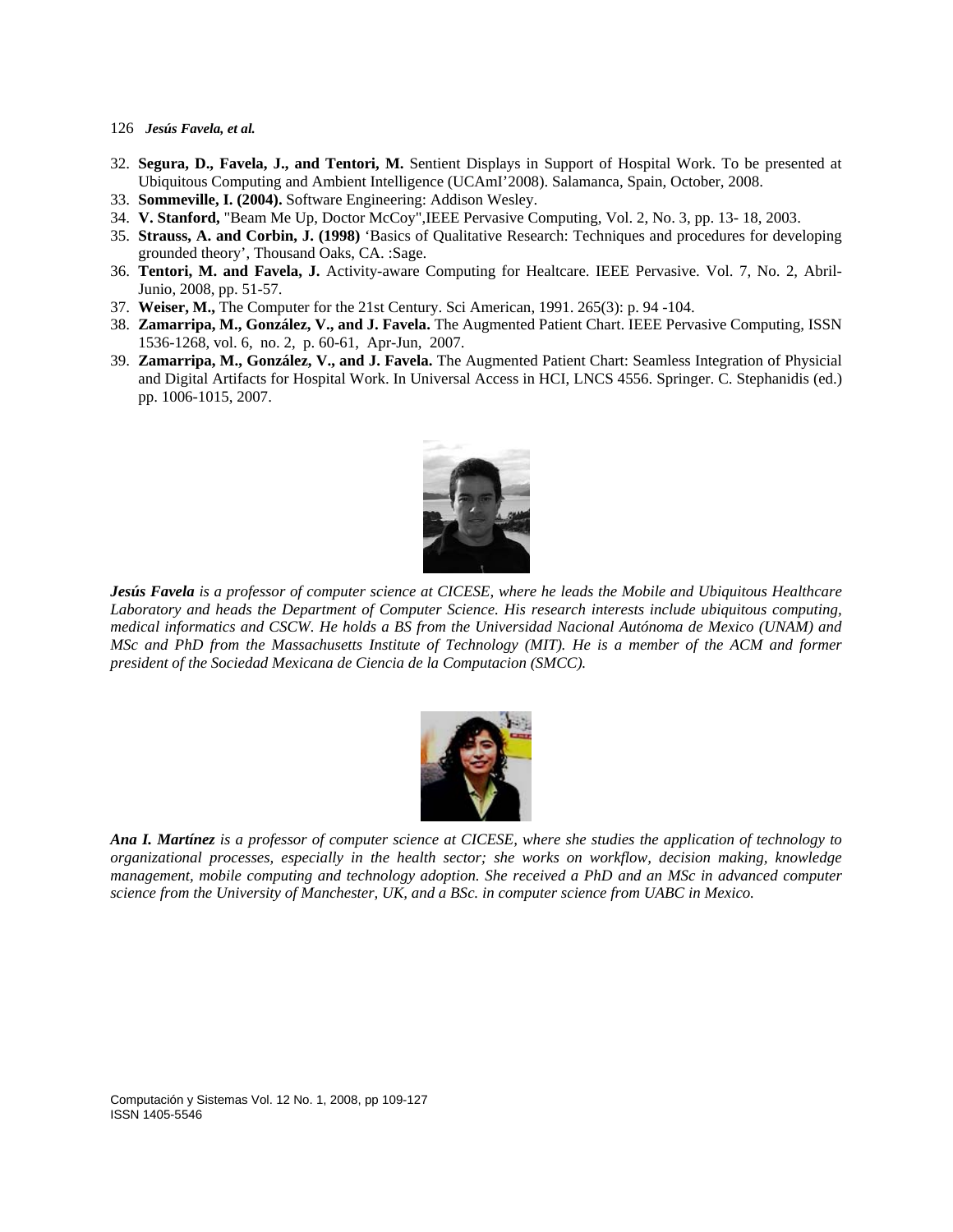32. **Segura, D., Favela, J., and Tentori, M.** Sentient Displays in Support of Hospital Work. To be presented at Ubiquitous Computing and Ambient Intelligence (UCAmI'2008). Salamanca, Spain, October, 2008.
33. **Sommeville, I. (2004).** Software Engineering: Addison Wesley.
34. **V. Stanford,** "Beam Me Up, Doctor McCoy",IEEE Pervasive Computing, Vol. 2, No. 3, pp. 13- 18, 2003.
35. **Strauss, A. and Corbin, J. (1998)** 'Basics of Qualitative Research: Techniques and procedures for developing grounded theory', Thousand Oaks, CA. :Sage.
36. **Tentori, M. and Favela, J.** Activity-aware Computing for Healtcare. IEEE Pervasive. Vol. 7, No. 2, Abril-Junio, 2008, pp. 51-57.
37. **Weiser, M.,** The Computer for the 21st Century. Sci American, 1991. 265(3): p. 94 -104.
38. **Zamarripa, M., González, V., and J. Favela.** The Augmented Patient Chart. IEEE Pervasive Computing, ISSN 1536-1268, vol. 6, no. 2, p. 60-61, Apr-Jun, 2007.
39. **Zamarripa, M., González, V., and J. Favela.** The Augmented Patient Chart: Seamless Integration of Physicial and Digital Artifacts for Hospital Work. In Universal Access in HCI, LNCS 4556. Springer. C. Stephanidis (ed.) pp. 1006-1015, 2007.

***Jesús Favela** is a professor of computer science at CICESE, where he leads the Mobile and Ubiquitous Healthcare Laboratory and heads the Department of Computer Science. His research interests include ubiquitous computing, medical informatics and CSCW. He holds a BS from the Universidad Nacional Autónoma de Mexico (UNAM) and MSc and PhD from the Massachusetts Institute of Technology (MIT). He is a member of the ACM and former president of the Sociedad Mexicana de Ciencia de la Computacion (SMCC).*

***Ana I. Martínez** is a professor of computer science at CICESE, where she studies the application of technology to organizational processes, especially in the health sector; she works on workflow, decision making, knowledge management, mobile computing and technology adoption. She received a PhD and an MSc in advanced computer science from the University of Manchester, UK, and a BSc. in computer science from UABC in Mexico.*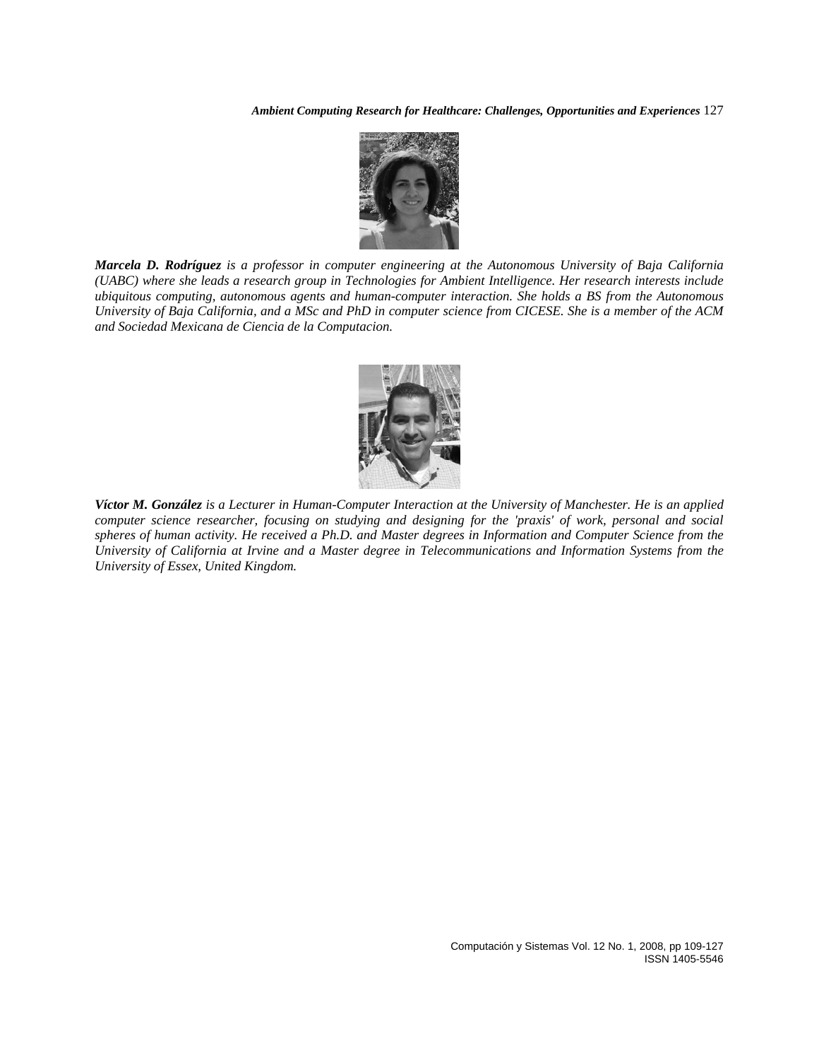***Marcela D. Rodríguez** is a professor in computer engineering at the Autonomous University of Baja California (UABC) where she leads a research group in Technologies for Ambient Intelligence. Her research interests include ubiquitous computing, autonomous agents and human-computer interaction. She holds a BS from the Autonomous University of Baja California, and a MSc and PhD in computer science from CICESE. She is a member of the ACM and Sociedad Mexicana de Ciencia de la Computacion.*

***Víctor M. González** is a Lecturer in Human-Computer Interaction at the University of Manchester. He is an applied computer science researcher, focusing on studying and designing for the 'praxis' of work, personal and social spheres of human activity. He received a Ph.D. and Master degrees in Information and Computer Science from the University of California at Irvine and a Master degree in Telecommunications and Information Systems from the University of Essex, United Kingdom.*